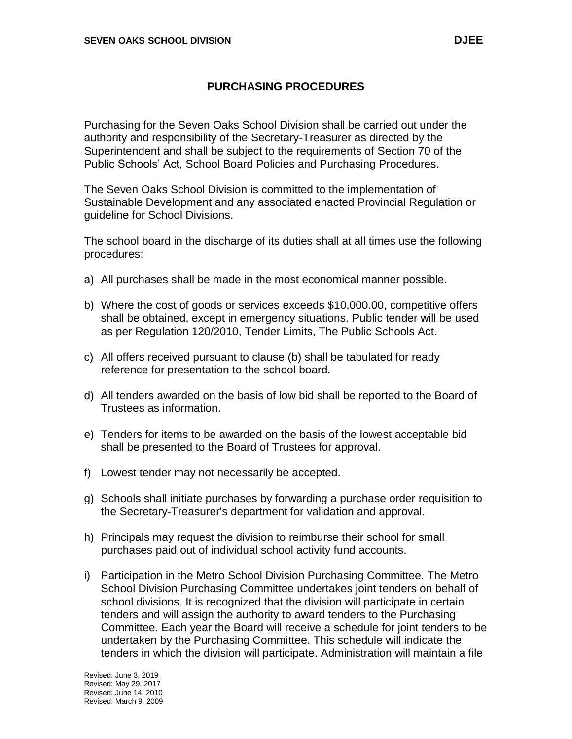# PURCHASING PROCEDURES

Purchasing for the Seven Oaks School Division shall be carried out under the authority and responsibility of the Secretary-Treasurer as directed by the Superintendent and shall be subject to the requirements of Section 70 of the Public Schools' Act, School Board Policies and Purchasing Procedures.

The Seven Oaks School Division is committed to the implementation of Sustainable Development and any associated enacted Provincial Regulation or guideline for School Divisions.

The school board in the discharge of its duties shall at all times use the following procedures:

a) All purchases shall be made in the most economical manner possible.

b) Where the cost of goods or services exceeds $10,000.00, competitive offers shall be obtained, except in emergency situations. Public tender will be used as per Regulation 120/2010, Tender Limits, The Public Schools Act.

c) All offers received pursuant to clause (b) shall be tabulated for ready reference for presentation to the school board.

d) All tenders awarded on the basis of low bid shall be reported to the Board of Trustees as information.

e) Tenders for items to be awarded on the basis of the lowest acceptable bid shall be presented to the Board of Trustees for approval.

f) Lowest tender may not necessarily be accepted.

g) Schools shall initiate purchases by forwarding a purchase order requisition to the Secretary-Treasurer's department for validation and approval.

h) Principals may request the division to reimburse their school for small purchases paid out of individual school activity fund accounts.

i) Participation in the Metro School Division Purchasing Committee. The Metro School Division Purchasing Committee undertakes joint tenders on behalf of school divisions. It is recognized that the division will participate in certain tenders and will assign the authority to award tenders to the Purchasing Committee. Each year the Board will receive a schedule for joint tenders to be undertaken by the Purchasing Committee. This schedule will indicate the tenders in which the division will participate. Administration will maintain a file

Revised: June 3, 2019
Revised: May 29, 2017
Revised: June 14, 2010
Revised: March 9, 2009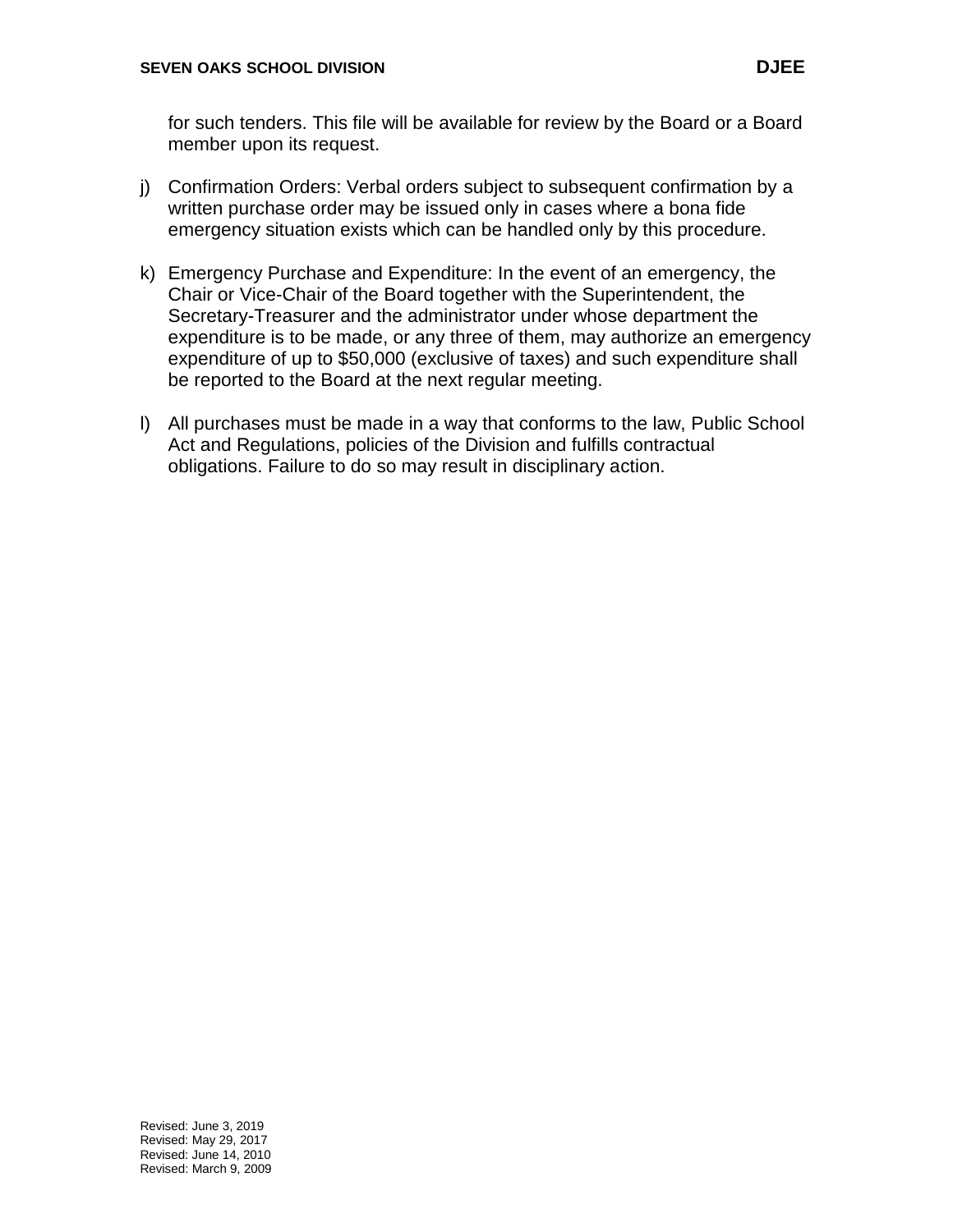for such tenders. This file will be available for review by the Board or a Board member upon its request.

j) Confirmation Orders: Verbal orders subject to subsequent confirmation by a written purchase order may be issued only in cases where a bona fide emergency situation exists which can be handled only by this procedure.

k) Emergency Purchase and Expenditure: In the event of an emergency, the Chair or Vice-Chair of the Board together with the Superintendent, the Secretary-Treasurer and the administrator under whose department the expenditure is to be made, or any three of them, may authorize an emergency expenditure of up to $50,000 (exclusive of taxes) and such expenditure shall be reported to the Board at the next regular meeting.

l) All purchases must be made in a way that conforms to the law, Public School Act and Regulations, policies of the Division and fulfills contractual obligations. Failure to do so may result in disciplinary action.

Revised: June 3, 2019
Revised: May 29, 2017
Revised: June 14, 2010
Revised: March 9, 2009